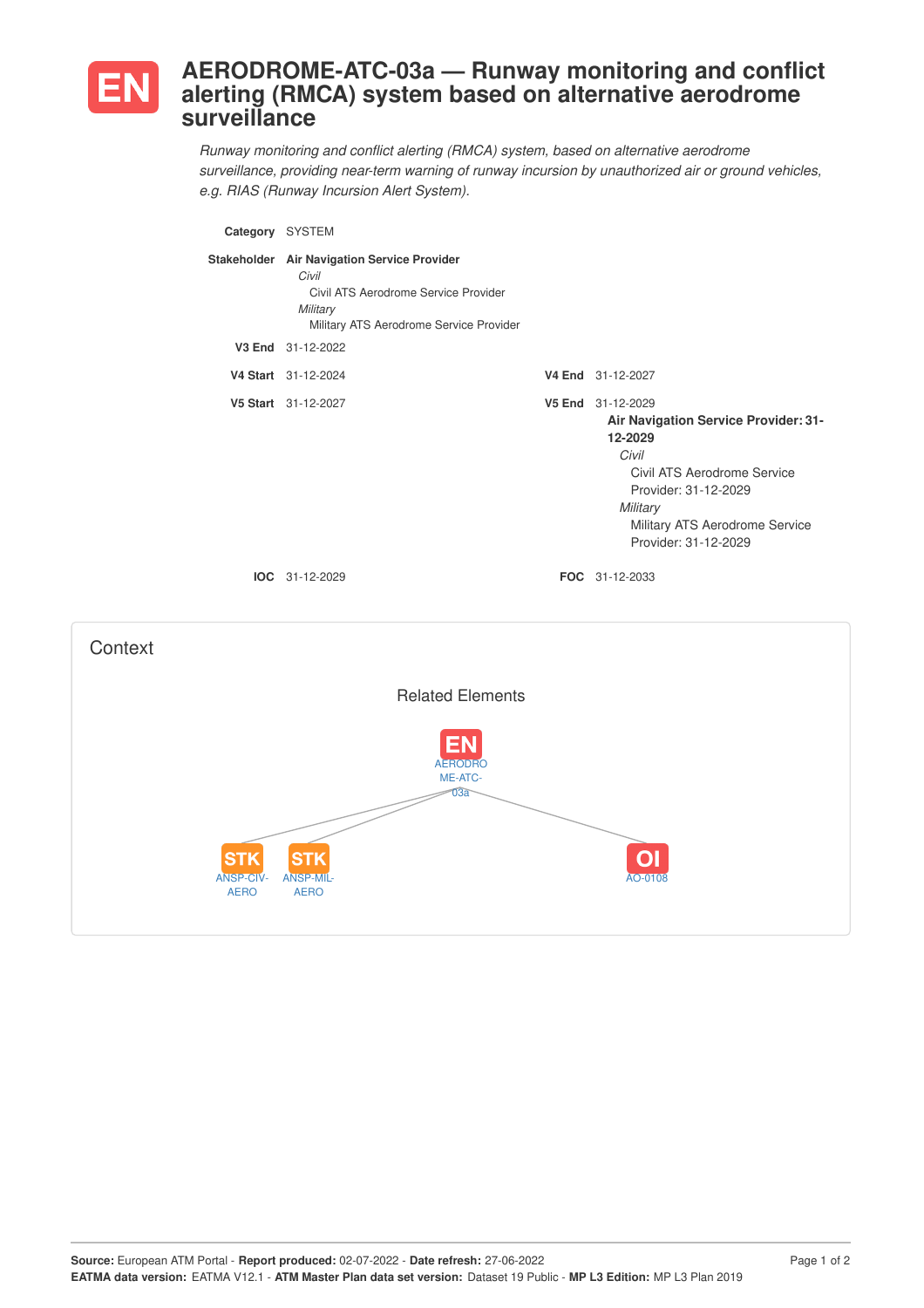# EN AERODROME-ATC-03a — Runway monitoring and conflict alerting (RMCA) system based on alternative aerodrome surveillance

*Runway monitoring and conflict alerting (RMCA) system, based on alternative aerodrome surveillance, providing near-term warning of runway incursion by unauthorized air or ground vehicles, e.g. RIAS (Runway Incursion Alert System).*

**Category** SYSTEM

**Stakeholder** **Air Navigation Service Provider**
- *Civil*
  - Civil ATS Aerodrome Service Provider
- *Military*
  - Military ATS Aerodrome Service Provider

**V3 End** 31-12-2022

**V4 Start** 31-12-2024

**V4 End** 31-12-2027

**V5 Start** 31-12-2027

**V5 End** 31-12-2029
- **Air Navigation Service Provider: 31-12-2029**
  - *Civil*
    - Civil ATS Aerodrome Service Provider: 31-12-2029
  - *Military*
    - Military ATS Aerodrome Service Provider: 31-12-2029

**IOC** 31-12-2029

**FOC** 31-12-2033

## Context

### Related Elements

- EN AERODROME-ATC-03a
  - STK ANSP-CIV-AERO
  - STK ANSP-MIL-AERO
  - OI AO-0108

**Source:** European ATM Portal - **Report produced:** 02-07-2022 - **Date refresh:** 27-06-2022
**EATMA data version:** EATMA V12.1 - **ATM Master Plan data set version:** Dataset 19 Public - **MP L3 Edition:** MP L3 Plan 2019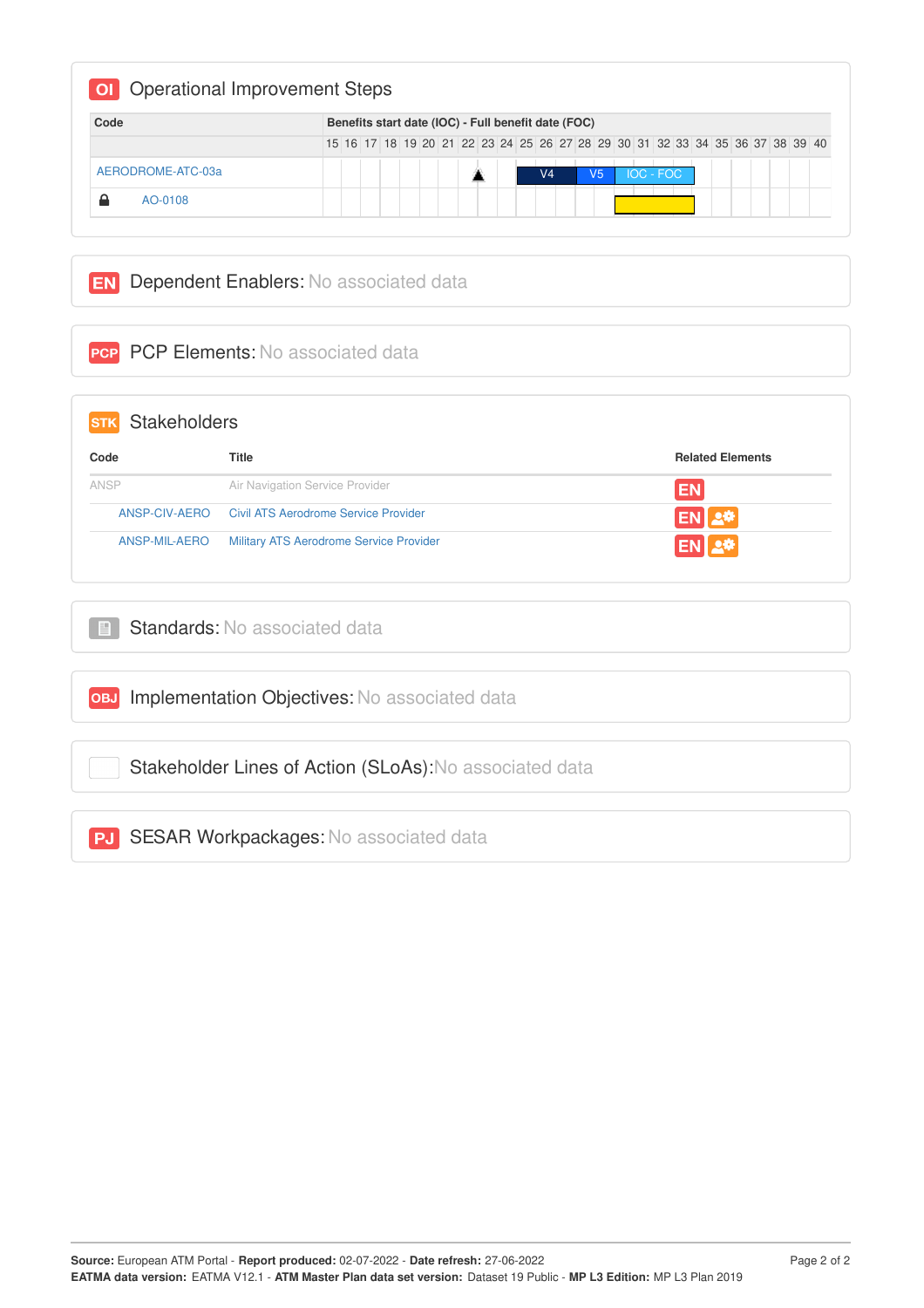## OI Operational Improvement Steps

| Code | Benefits start date (IOC) - Full benefit date (FOC) |
|---|---|
| | 15 16 17 18 19 20 21 22 23 24 25 26 27 28 29 30 31 32 33 34 35 36 37 38 39 40 |
| AERODROME-ATC-03a | V4 V5 IOC - FOC |
| AO-0108 | |

## EN Dependent Enablers: No associated data

## PCP PCP Elements: No associated data

## STK Stakeholders

| Code | Title | Related Elements |
|---|---|---|
| ANSP | Air Navigation Service Provider | EN |
| ANSP-CIV-AERO | Civil ATS Aerodrome Service Provider | EN |
| ANSP-MIL-AERO | Military ATS Aerodrome Service Provider | EN |

## Standards: No associated data

## OBJ Implementation Objectives: No associated data

## Stakeholder Lines of Action (SLoAs): No associated data

## PJ SESAR Workpackages: No associated data

**Source:** European ATM Portal - **Report produced:** 02-07-2022 - **Date refresh:** 27-06-2022
**EATMA data version:** EATMA V12.1 - **ATM Master Plan data set version:** Dataset 19 Public - **MP L3 Edition:** MP L3 Plan 2019